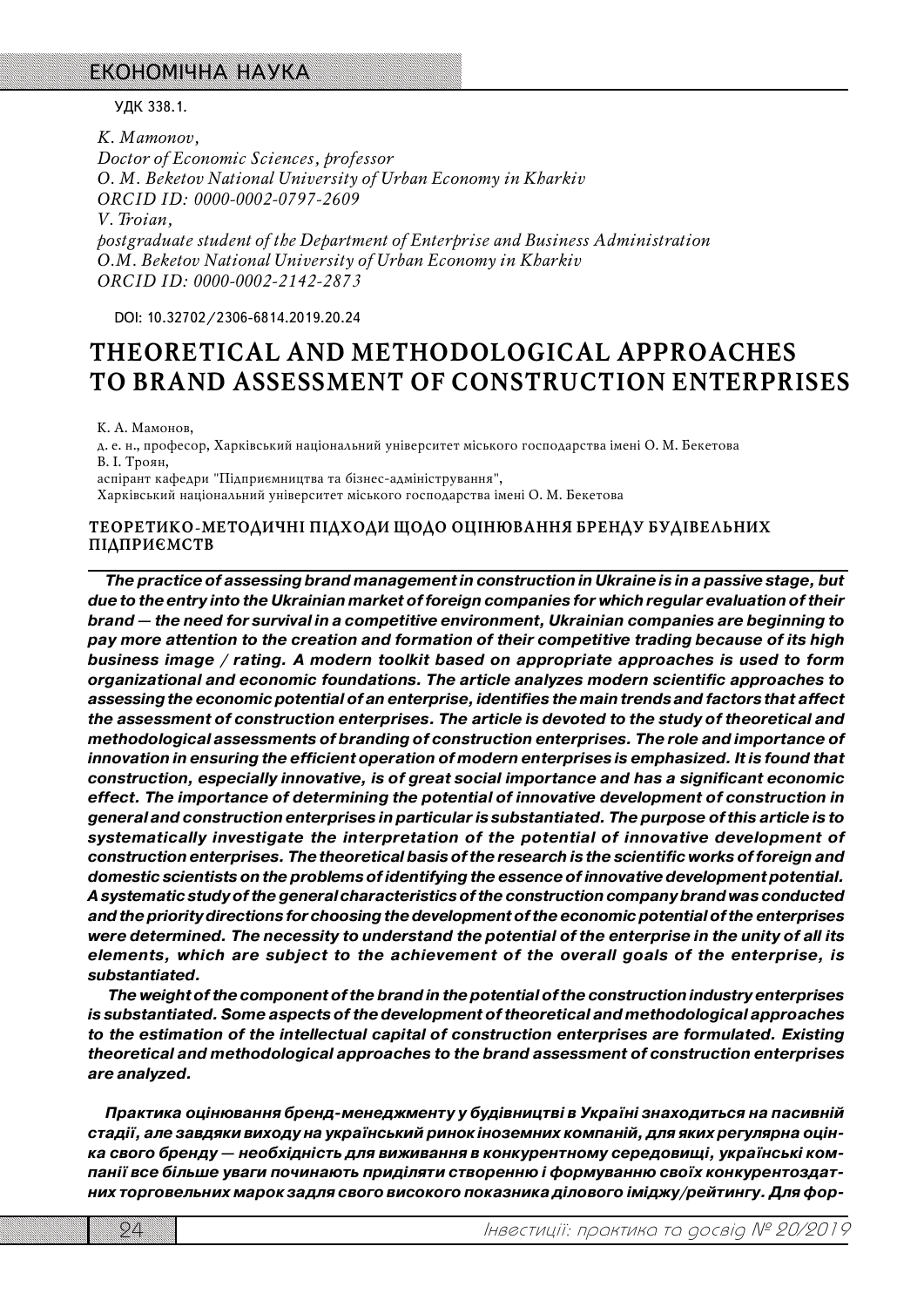УДК 338.1.

*K. Mamonov,*
*Doctor of Economic Sciences, professor*
*O. M. Beketov National University of Urban Economy in Kharkiv*
*ORCID ID: 0000-0002-0797-2609*
*V. Troian,*
*postgraduate student of the Department of Enterprise and Business Administration*
*O.M. Beketov National University of Urban Economy in Kharkiv*
*ORCID ID: 0000-0002-2142-2873*

DOI: 10.32702/2306-6814.2019.20.24

# THEORETICAL AND METHODOLOGICAL APPROACHES TO BRAND ASSESSMENT OF CONSTRUCTION ENTERPRISES

К. А. Мамонов,
д. е. н., професор, Харківський національний університет міського господарства імені О. М. Бекетова
В. І. Троян,
аспірант кафедри "Підприємництва та бізнес-адміністрування",
Харківський національний університет міського господарства імені О. М. Бекетова

## ТЕОРЕТИКО-МЕТОДИЧНІ ПІДХОДИ ЩОДО ОЦІНЮВАННЯ БРЕНДУ БУДІВЕЛЬНИХ ПІДПРИЄМСТВ

***The practice of assessing brand management in construction in Ukraine is in a passive stage, but due to the entry into the Ukrainian market of foreign companies for which regular evaluation of their brand — the need for survival in a competitive environment, Ukrainian companies are beginning to pay more attention to the creation and formation of their competitive trading because of its high business image / rating. A modern toolkit based on appropriate approaches is used to form organizational and economic foundations. The article analyzes modern scientific approaches to assessing the economic potential of an enterprise, identifies the main trends and factors that affect the assessment of construction enterprises. The article is devoted to the study of theoretical and methodological assessments of branding of construction enterprises. The role and importance of innovation in ensuring the efficient operation of modern enterprises is emphasized. It is found that construction, especially innovative, is of great social importance and has a significant economic effect. The importance of determining the potential of innovative development of construction in general and construction enterprises in particular is substantiated. The purpose of this article is to systematically investigate the interpretation of the potential of innovative development of construction enterprises. The theoretical basis of the research is the scientific works of foreign and domestic scientists on the problems of identifying the essence of innovative development potential. A systematic study of the general characteristics of the construction company brand was conducted and the priority directions for choosing the development of the economic potential of the enterprises were determined. The necessity to understand the potential of the enterprise in the unity of all its elements, which are subject to the achievement of the overall goals of the enterprise, is substantiated.***

***The weight of the component of the brand in the potential of the construction industry enterprises is substantiated. Some aspects of the development of theoretical and methodological approaches to the estimation of the intellectual capital of construction enterprises are formulated. Existing theoretical and methodological approaches to the brand assessment of construction enterprises are analyzed.***

***Практика оцінювання бренд-менеджменту у будівництві в Україні знаходиться на пасивній стадії, але завдяки виходу на український ринок іноземних компаній, для яких регулярна оцінка свого бренду — необхідність для виживання в конкурентному середовищі, українські компанії все більше уваги починають приділяти створенню і формуванню своїх конкурентоздатних торговельних марок задля свого високого показника ділового іміджу/рейтингу. Для фор-***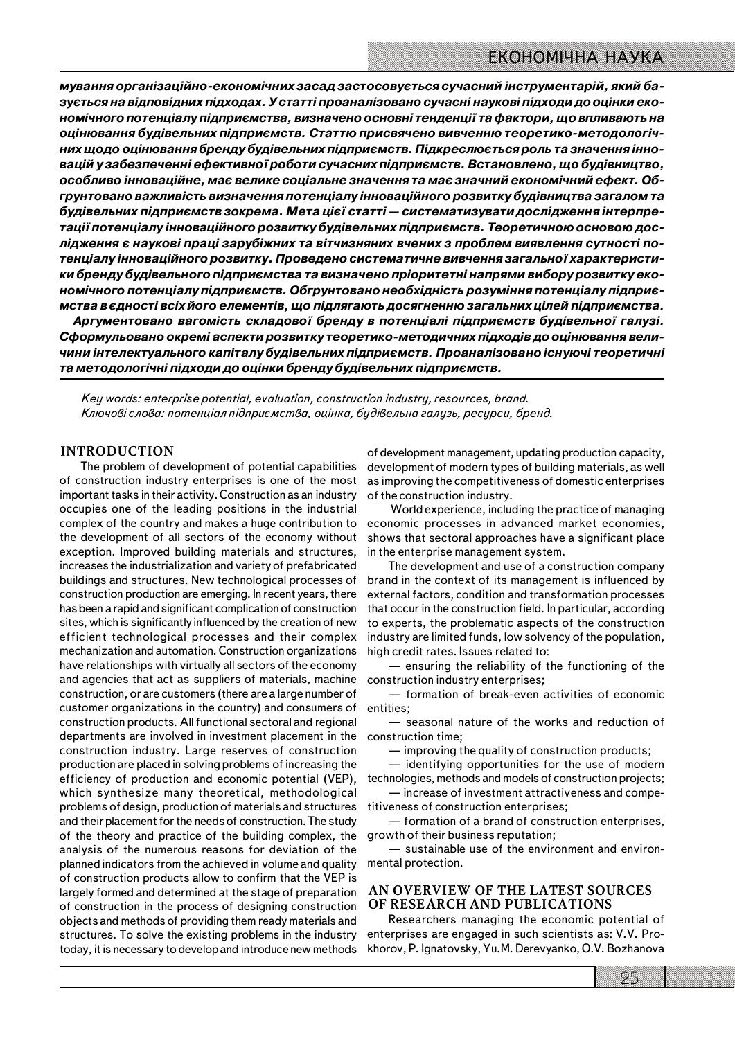***мування організаційно-економічних засад застосовується сучасний інструментарій, який базується на відповідних підходах. У статті проаналізовано сучасні наукові підходи до оцінки економічного потенціалу підприємства, визначено основні тенденції та фактори, що впливають на оцінювання будівельних підприємств. Статтю присвячено вивченню теоретико-методологічних щодо оцінювання бренду будівельних підприємств. Підкреслюється роль та значення інновацій у забезпеченні ефективної роботи сучасних підприємств. Встановлено, що будівництво, особливо інноваційне, має велике соціальне значення та має значний економічний ефект. Обгрунтовано важливість визначення потенціалу інноваційного розвитку будівництва загалом та будівельних підприємств зокрема. Мета цієї статті — систематизувати дослідження інтерпретації потенціалу інноваційного розвитку будівельних підприємств. Теоретичною основою дослідження є наукові праці зарубіжних та вітчизняних вчених з проблем виявлення сутності потенціалу інноваційного розвитку. Проведено систематичне вивчення загальної характеристики бренду будівельного підприємства та визначено пріоритетні напрями вибору розвитку економічного потенціалу підприємств. Обгрунтовано необхідність розуміння потенціалу підприємства в єдності всіх його елементів, що підлягають досягненню загальних цілей підприємства.***

***Аргументовано вагомість складової бренду в потенціалі підприємств будівельної галузі. Сформульовано окремі аспекти розвитку теоретико-методичних підходів до оцінювання величини інтелектуального капіталу будівельних підприємств. Проаналізовано існуючі теоретичні та методологічні підходи до оцінки бренду будівельних підприємств.***

*Key words: enterprise potential, evaluation, construction industry, resources, brand.*
*Ключові слова: потенціал підприємства, оцінка, будівельна галузь, ресурси, бренд.*

## INTRODUCTION

The problem of development of potential capabilities of construction industry enterprises is one of the most important tasks in their activity. Construction as an industry occupies one of the leading positions in the industrial complex of the country and makes a huge contribution to the development of all sectors of the economy without exception. Improved building materials and structures, increases the industrialization and variety of prefabricated buildings and structures. New technological processes of construction production are emerging. In recent years, there has been a rapid and significant complication of construction sites, which is significantly influenced by the creation of new efficient technological processes and their complex mechanization and automation. Construction organizations have relationships with virtually all sectors of the economy and agencies that act as suppliers of materials, machine construction, or are customers (there are a large number of customer organizations in the country) and consumers of construction products. All functional sectoral and regional departments are involved in investment placement in the construction industry. Large reserves of construction production are placed in solving problems of increasing the efficiency of production and economic potential (VEP), which synthesize many theoretical, methodological problems of design, production of materials and structures and their placement for the needs of construction. The study of the theory and practice of the building complex, the analysis of the numerous reasons for deviation of the planned indicators from the achieved in volume and quality of construction products allow to confirm that the VEP is largely formed and determined at the stage of preparation of construction in the process of designing construction objects and methods of providing them ready materials and structures. To solve the existing problems in the industry today, it is necessary to develop and introduce new methods of development management, updating production capacity, development of modern types of building materials, as well as improving the competitiveness of domestic enterprises of the construction industry.

World experience, including the practice of managing economic processes in advanced market economies, shows that sectoral approaches have a significant place in the enterprise management system.

The development and use of a construction company brand in the context of its management is influenced by external factors, condition and transformation processes that occur in the construction field. In particular, according to experts, the problematic aspects of the construction industry are limited funds, low solvency of the population, high credit rates. Issues related to:

— ensuring the reliability of the functioning of the construction industry enterprises;

— formation of break-even activities of economic entities;

— seasonal nature of the works and reduction of construction time;

— improving the quality of construction products;

— identifying opportunities for the use of modern technologies, methods and models of construction projects;

— increase of investment attractiveness and competitiveness of construction enterprises;

— formation of a brand of construction enterprises, growth of their business reputation;

— sustainable use of the environment and environmental protection.

## AN OVERVIEW OF THE LATEST SOURCES OF RESEARCH AND PUBLICATIONS

Researchers managing the economic potential of enterprises are engaged in such scientists as: V.V. Prokhorov, P. Ignatovsky, Yu.M. Derevyanko, O.V. Bozhanova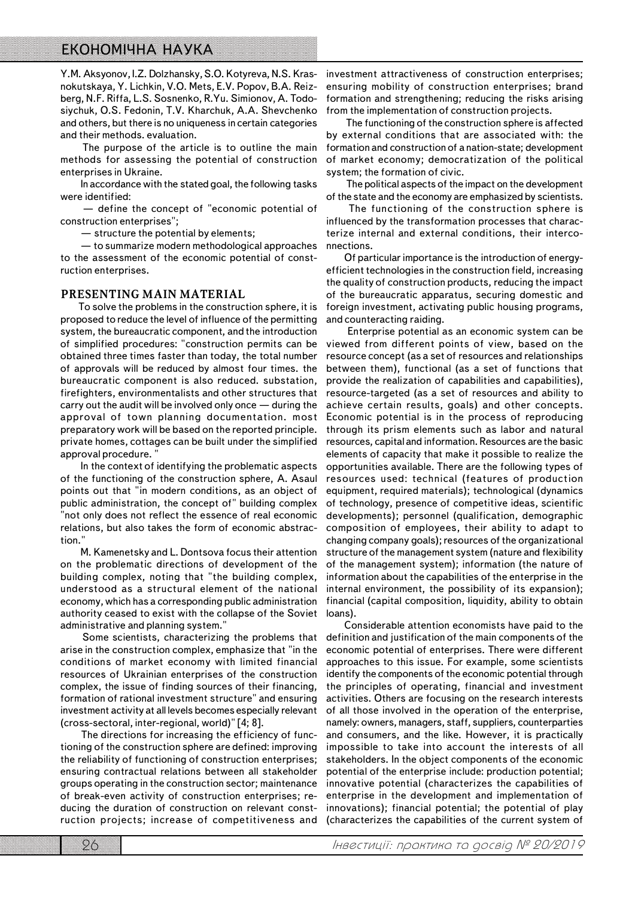Y.M. Aksyonov, I.Z. Dolzhansky, S.O. Kotyreva, N.S. Krasnokutskaya, Y. Lichkin, V.O. Mets, E.V. Popov, B.A. Reizberg, N.F. Riffa, L.S. Sosnenko, R.Yu. Simionov, A. Todosiychuk, O.S. Fedonin, T.V. Kharchuk, A.A. Shevchenko and others, but there is no uniqueness in certain categories and their methods. evaluation.

The purpose of the article is to outline the main methods for assessing the potential of construction enterprises in Ukraine.

In accordance with the stated goal, the following tasks were identified:

— define the concept of "economic potential of construction enterprises";

— structure the potential by elements;

— to summarize modern methodological approaches to the assessment of the economic potential of construction enterprises.

## PRESENTING MAIN MATERIAL

To solve the problems in the construction sphere, it is proposed to reduce the level of influence of the permitting system, the bureaucratic component, and the introduction of simplified procedures: "construction permits can be obtained three times faster than today, the total number of approvals will be reduced by almost four times. the bureaucratic component is also reduced. substation, firefighters, environmentalists and other structures that carry out the audit will be involved only once — during the approval of town planning documentation. most preparatory work will be based on the reported principle. private homes, cottages can be built under the simplified approval procedure. "

In the context of identifying the problematic aspects of the functioning of the construction sphere, A. Asaul points out that "in modern conditions, as an object of public administration, the concept of" building complex "not only does not reflect the essence of real economic relations, but also takes the form of economic abstraction."

M. Kamenetsky and L. Dontsova focus their attention on the problematic directions of development of the building complex, noting that "the building complex, understood as a structural element of the national economy, which has a corresponding public administration authority ceased to exist with the collapse of the Soviet administrative and planning system."

Some scientists, characterizing the problems that arise in the construction complex, emphasize that "in the conditions of market economy with limited financial resources of Ukrainian enterprises of the construction complex, the issue of finding sources of their financing, formation of rational investment structure" and ensuring investment activity at all levels becomes especially relevant (cross-sectoral, inter-regional, world)" [4; 8].

The directions for increasing the efficiency of functioning of the construction sphere are defined: improving the reliability of functioning of construction enterprises; ensuring contractual relations between all stakeholder groups operating in the construction sector; maintenance of break-even activity of construction enterprises; reducing the duration of construction on relevant construction projects; increase of competitiveness and investment attractiveness of construction enterprises; ensuring mobility of construction enterprises; brand formation and strengthening; reducing the risks arising from the implementation of construction projects.

The functioning of the construction sphere is affected by external conditions that are associated with: the formation and construction of a nation-state; development of market economy; democratization of the political system; the formation of civic.

The political aspects of the impact on the development of the state and the economy are emphasized by scientists.

The functioning of the construction sphere is influenced by the transformation processes that characterize internal and external conditions, their interconnections.

Of particular importance is the introduction of energy-efficient technologies in the construction field, increasing the quality of construction products, reducing the impact of the bureaucratic apparatus, securing domestic and foreign investment, activating public housing programs, and counteracting raiding.

Enterprise potential as an economic system can be viewed from different points of view, based on the resource concept (as a set of resources and relationships between them), functional (as a set of functions that provide the realization of capabilities and capabilities), resource-targeted (as a set of resources and ability to achieve certain results, goals) and other concepts. Economic potential is in the process of reproducing through its prism elements such as labor and natural resources, capital and information. Resources are the basic elements of capacity that make it possible to realize the opportunities available. There are the following types of resources used: technical (features of production equipment, required materials); technological (dynamics of technology, presence of competitive ideas, scientific developments); personnel (qualification, demographic composition of employees, their ability to adapt to changing company goals); resources of the organizational structure of the management system (nature and flexibility of the management system); information (the nature of information about the capabilities of the enterprise in the internal environment, the possibility of its expansion); financial (capital composition, liquidity, ability to obtain loans).

Considerable attention economists have paid to the definition and justification of the main components of the economic potential of enterprises. There were different approaches to this issue. For example, some scientists identify the components of the economic potential through the principles of operating, financial and investment activities. Others are focusing on the research interests of all those involved in the operation of the enterprise, namely: owners, managers, staff, suppliers, counterparties and consumers, and the like. However, it is practically impossible to take into account the interests of all stakeholders. In the object components of the economic potential of the enterprise include: production potential; innovative potential (characterizes the capabilities of enterprise in the development and implementation of innovations); financial potential; the potential of play (characterizes the capabilities of the current system of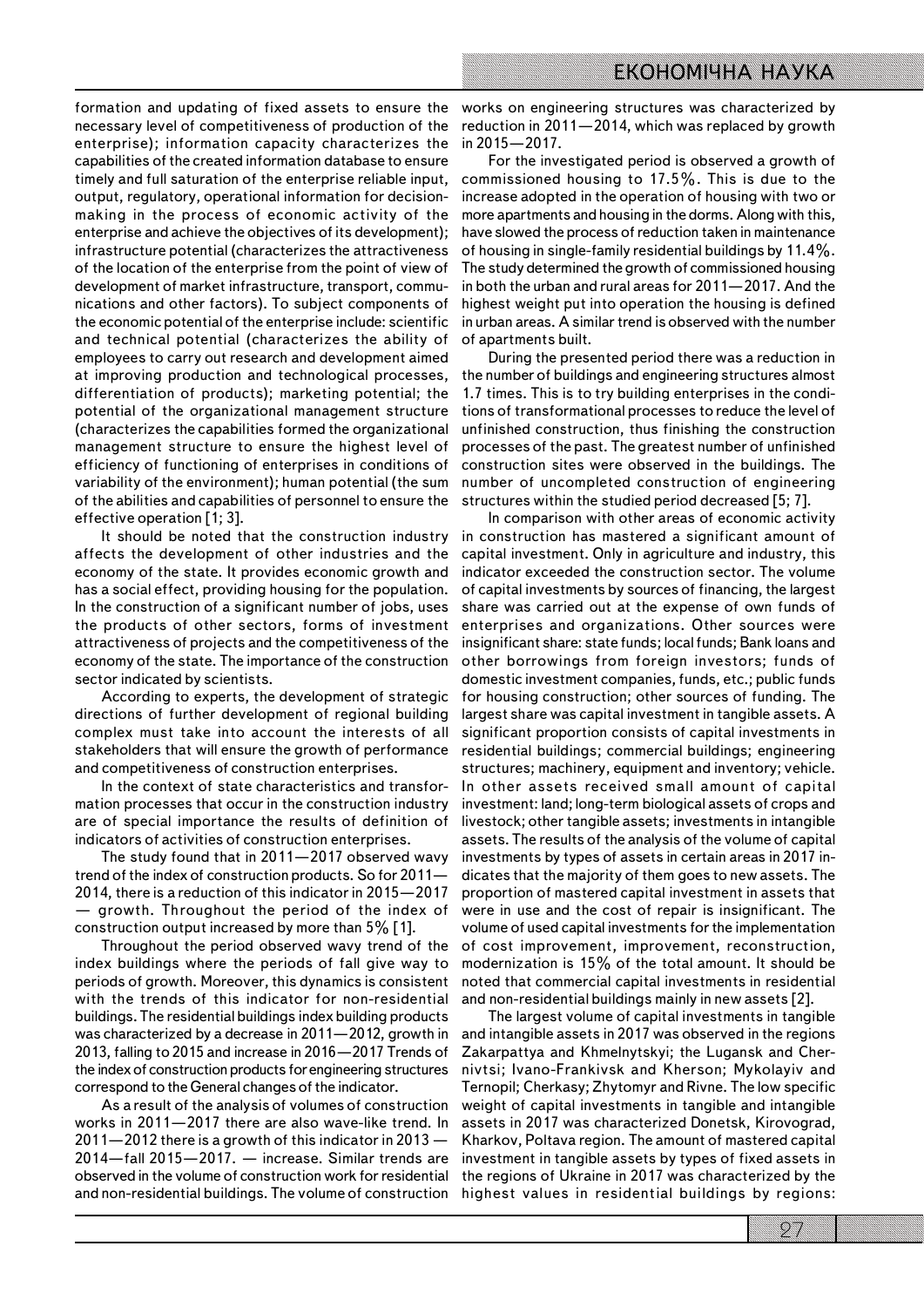formation and updating of fixed assets to ensure the necessary level of competitiveness of production of the enterprise); information capacity characterizes the capabilities of the created information database to ensure timely and full saturation of the enterprise reliable input, output, regulatory, operational information for decision-making in the process of economic activity of the enterprise and achieve the objectives of its development); infrastructure potential (characterizes the attractiveness of the location of the enterprise from the point of view of development of market infrastructure, transport, communications and other factors). To subject components of the economic potential of the enterprise include: scientific and technical potential (characterizes the ability of employees to carry out research and development aimed at improving production and technological processes, differentiation of products); marketing potential; the potential of the organizational management structure (characterizes the capabilities formed the organizational management structure to ensure the highest level of efficiency of functioning of enterprises in conditions of variability of the environment); human potential (the sum of the abilities and capabilities of personnel to ensure the effective operation [1; 3].

It should be noted that the construction industry affects the development of other industries and the economy of the state. It provides economic growth and has a social effect, providing housing for the population. In the construction of a significant number of jobs, uses the products of other sectors, forms of investment attractiveness of projects and the competitiveness of the economy of the state. The importance of the construction sector indicated by scientists.

According to experts, the development of strategic directions of further development of regional building complex must take into account the interests of all stakeholders that will ensure the growth of performance and competitiveness of construction enterprises.

In the context of state characteristics and transformation processes that occur in the construction industry are of special importance the results of definition of indicators of activities of construction enterprises.

The study found that in 2011—2017 observed wavy trend of the index of construction products. So for 2011—2014, there is a reduction of this indicator in 2015—2017 — growth. Throughout the period the index of construction output increased by more than 5% [1].

Throughout the period observed wavy trend of the index buildings where the periods of fall give way to periods of growth. Moreover, this dynamics is consistent with the trends of this indicator for non-residential buildings. The residential buildings index building products was characterized by a decrease in 2011—2012, growth in 2013, falling to 2015 and increase in 2016—2017 Trends of the index of construction products for engineering structures correspond to the General changes of the indicator.

As a result of the analysis of volumes of construction works in 2011—2017 there are also wave-like trend. In 2011—2012 there is a growth of this indicator in 2013 — 2014—fall 2015—2017. — increase. Similar trends are observed in the volume of construction work for residential and non-residential buildings. The volume of construction works on engineering structures was characterized by reduction in 2011—2014, which was replaced by growth in 2015—2017.

For the investigated period is observed a growth of commissioned housing to 17.5%. This is due to the increase adopted in the operation of housing with two or more apartments and housing in the dorms. Along with this, have slowed the process of reduction taken in maintenance of housing in single-family residential buildings by 11.4%. The study determined the growth of commissioned housing in both the urban and rural areas for 2011—2017. And the highest weight put into operation the housing is defined in urban areas. A similar trend is observed with the number of apartments built.

During the presented period there was a reduction in the number of buildings and engineering structures almost 1.7 times. This is to try building enterprises in the conditions of transformational processes to reduce the level of unfinished construction, thus finishing the construction processes of the past. The greatest number of unfinished construction sites were observed in the buildings. The number of uncompleted construction of engineering structures within the studied period decreased [5; 7].

In comparison with other areas of economic activity in construction has mastered a significant amount of capital investment. Only in agriculture and industry, this indicator exceeded the construction sector. The volume of capital investments by sources of financing, the largest share was carried out at the expense of own funds of enterprises and organizations. Other sources were insignificant share: state funds; local funds; Bank loans and other borrowings from foreign investors; funds of domestic investment companies, funds, etc.; public funds for housing construction; other sources of funding. The largest share was capital investment in tangible assets. A significant proportion consists of capital investments in residential buildings; commercial buildings; engineering structures; machinery, equipment and inventory; vehicle. In other assets received small amount of capital investment: land; long-term biological assets of crops and livestock; other tangible assets; investments in intangible assets. The results of the analysis of the volume of capital investments by types of assets in certain areas in 2017 indicates that the majority of them goes to new assets. The proportion of mastered capital investment in assets that were in use and the cost of repair is insignificant. The volume of used capital investments for the implementation of cost improvement, improvement, reconstruction, modernization is 15% of the total amount. It should be noted that commercial capital investments in residential and non-residential buildings mainly in new assets [2].

The largest volume of capital investments in tangible and intangible assets in 2017 was observed in the regions Zakarpattya and Khmelnytskyi; the Lugansk and Chernivtsi; Ivano-Frankivsk and Kherson; Mykolayiv and Ternopil; Cherkasy; Zhytomyr and Rivne. The low specific weight of capital investments in tangible and intangible assets in 2017 was characterized Donetsk, Kirovograd, Kharkov, Poltava region. The amount of mastered capital investment in tangible assets by types of fixed assets in the regions of Ukraine in 2017 was characterized by the highest values in residential buildings by regions: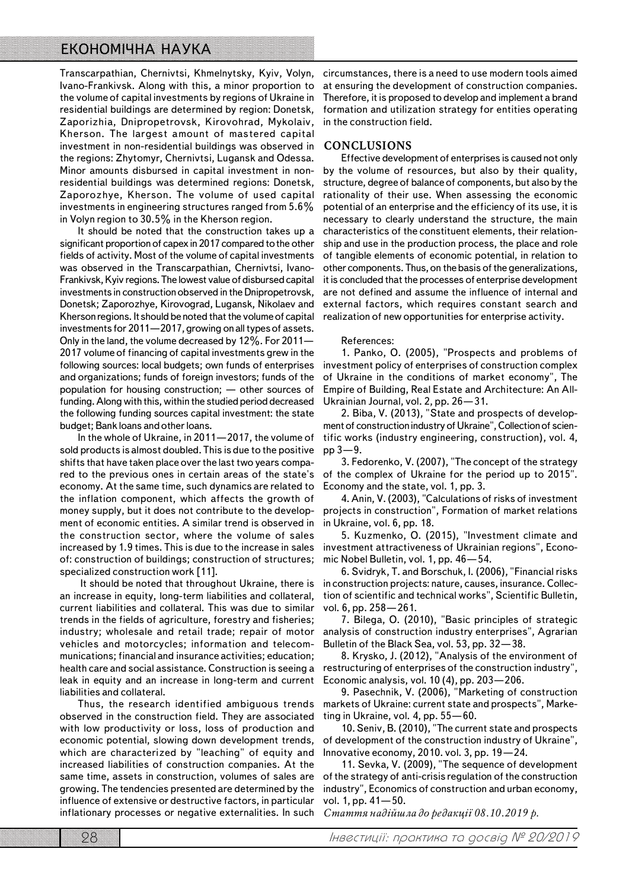Transcarpathian, Chernivtsi, Khmelnytsky, Kyiv, Volyn, Ivano-Frankivsk. Along with this, a minor proportion to the volume of capital investments by regions of Ukraine in residential buildings are determined by region: Donetsk, Zaporizhia, Dnipropetrovsk, Kirovohrad, Mykolaiv, Kherson. The largest amount of mastered capital investment in non-residential buildings was observed in the regions: Zhytomyr, Chernivtsi, Lugansk and Odessa. Minor amounts disbursed in capital investment in non-residential buildings was determined regions: Donetsk, Zaporozhye, Kherson. The volume of used capital investments in engineering structures ranged from 5.6% in Volyn region to 30.5% in the Kherson region.

It should be noted that the construction takes up a significant proportion of capex in 2017 compared to the other fields of activity. Most of the volume of capital investments was observed in the Transcarpathian, Chernivtsi, Ivano-Frankivsk, Kyiv regions. The lowest value of disbursed capital investments in construction observed in the Dnipropetrovsk, Donetsk; Zaporozhye, Kirovograd, Lugansk, Nikolaev and Kherson regions. It should be noted that the volume of capital investments for 2011—2017, growing on all types of assets. Only in the land, the volume decreased by 12%. For 2011—2017 volume of financing of capital investments grew in the following sources: local budgets; own funds of enterprises and organizations; funds of foreign investors; funds of the population for housing construction; — other sources of funding. Along with this, within the studied period decreased the following funding sources capital investment: the state budget; Bank loans and other loans.

In the whole of Ukraine, in 2011—2017, the volume of sold products is almost doubled. This is due to the positive shifts that have taken place over the last two years compared to the previous ones in certain areas of the state's economy. At the same time, such dynamics are related to the inflation component, which affects the growth of money supply, but it does not contribute to the development of economic entities. A similar trend is observed in the construction sector, where the volume of sales increased by 1.9 times. This is due to the increase in sales of: construction of buildings; construction of structures; specialized construction work [11].

It should be noted that throughout Ukraine, there is an increase in equity, long-term liabilities and collateral, current liabilities and collateral. This was due to similar trends in the fields of agriculture, forestry and fisheries; industry; wholesale and retail trade; repair of motor vehicles and motorcycles; information and telecommunications; financial and insurance activities; education; health care and social assistance. Construction is seeing a leak in equity and an increase in long-term and current liabilities and collateral.

Thus, the research identified ambiguous trends observed in the construction field. They are associated with low productivity or loss, loss of production and economic potential, slowing down development trends, which are characterized by "leaching" of equity and increased liabilities of construction companies. At the same time, assets in construction, volumes of sales are growing. The tendencies presented are determined by the influence of extensive or destructive factors, in particular inflationary processes or negative externalities. In such circumstances, there is a need to use modern tools aimed at ensuring the development of construction companies. Therefore, it is proposed to develop and implement a brand formation and utilization strategy for entities operating in the construction field.

## CONCLUSIONS

Effective development of enterprises is caused not only by the volume of resources, but also by their quality, structure, degree of balance of components, but also by the rationality of their use. When assessing the economic potential of an enterprise and the efficiency of its use, it is necessary to clearly understand the structure, the main characteristics of the constituent elements, their relationship and use in the production process, the place and role of tangible elements of economic potential, in relation to other components. Thus, on the basis of the generalizations, it is concluded that the processes of enterprise development are not defined and assume the influence of internal and external factors, which requires constant search and realization of new opportunities for enterprise activity.

References:

1. Panko, O. (2005), "Prospects and problems of investment policy of enterprises of construction complex of Ukraine in the conditions of market economy", The Empire of Building, Real Estate and Architecture: An All-Ukrainian Journal, vol. 2, pp. 26—31.
2. Biba, V. (2013), "State and prospects of development of construction industry of Ukraine", Collection of scientific works (industry engineering, construction), vol. 4, pp 3—9.
3. Fedorenko, V. (2007), "The concept of the strategy of the complex of Ukraine for the period up to 2015". Economy and the state, vol. 1, pp. 3.
4. Anin, V. (2003), "Calculations of risks of investment projects in construction", Formation of market relations in Ukraine, vol. 6, pp. 18.
5. Kuzmenko, O. (2015), "Investment climate and investment attractiveness of Ukrainian regions", Economic Nobel Bulletin, vol. 1, pp. 46—54.
6. Svidryk, T. and Borschuk, I. (2006), "Financial risks in construction projects: nature, causes, insurance. Collection of scientific and technical works", Scientific Bulletin, vol. 6, pp. 258—261.
7. Bilega, O. (2010), "Basic principles of strategic analysis of construction industry enterprises", Agrarian Bulletin of the Black Sea, vol. 53, pp. 32—38.
8. Krysko, J. (2012), "Analysis of the environment of restructuring of enterprises of the construction industry", Economic analysis, vol. 10 (4), pp. 203—206.
9. Pasechnik, V. (2006), "Marketing of construction markets of Ukraine: current state and prospects", Marketing in Ukraine, vol. 4, pp. 55—60.
10. Seniv, B. (2010), "The current state and prospects of development of the construction industry of Ukraine", Innovative economy, 2010. vol. 3, pp. 19—24.
11. Sevka, V. (2009), "The sequence of development of the strategy of anti-crisis regulation of the construction industry", Economics of construction and urban economy, vol. 1, pp. 41—50.

*Стаття надійшла до редакції 08.10.2019 р.*